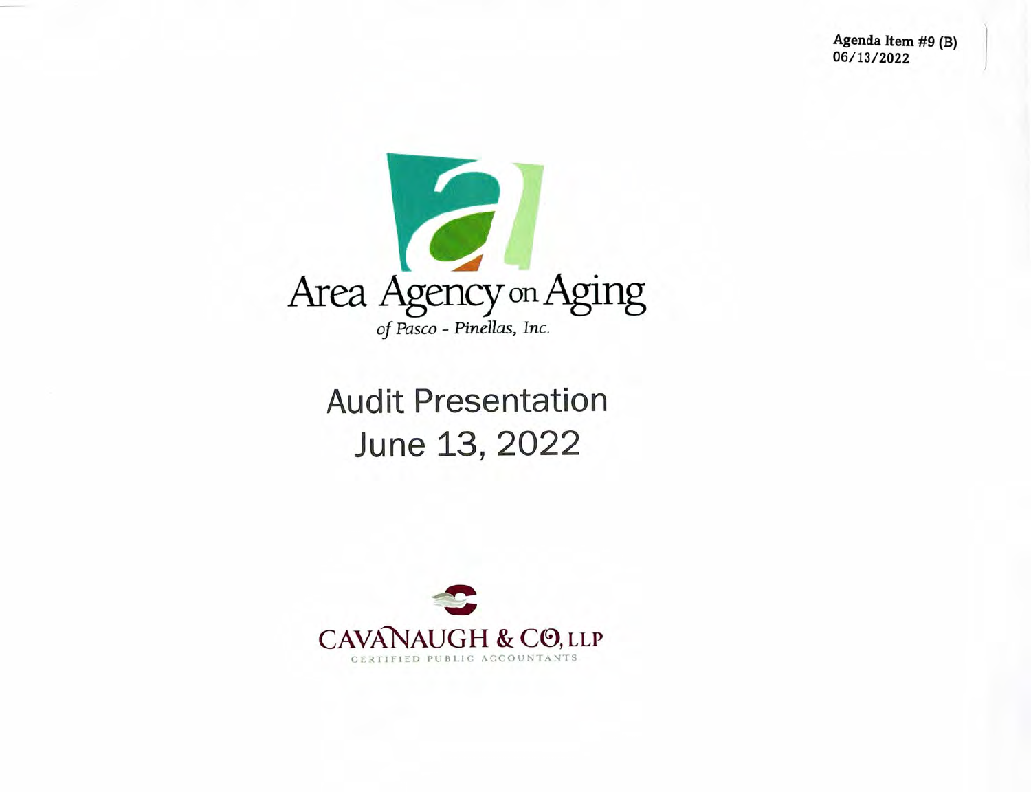Agenda Item #9 (B)
06/13/2022

# Area Agency on Aging

*of Pasco - Pinellas, Inc.*

# Audit Presentation
# June 13, 2022

CAVANAUGH & CO, LLP
CERTIFIED PUBLIC ACCOUNTANTS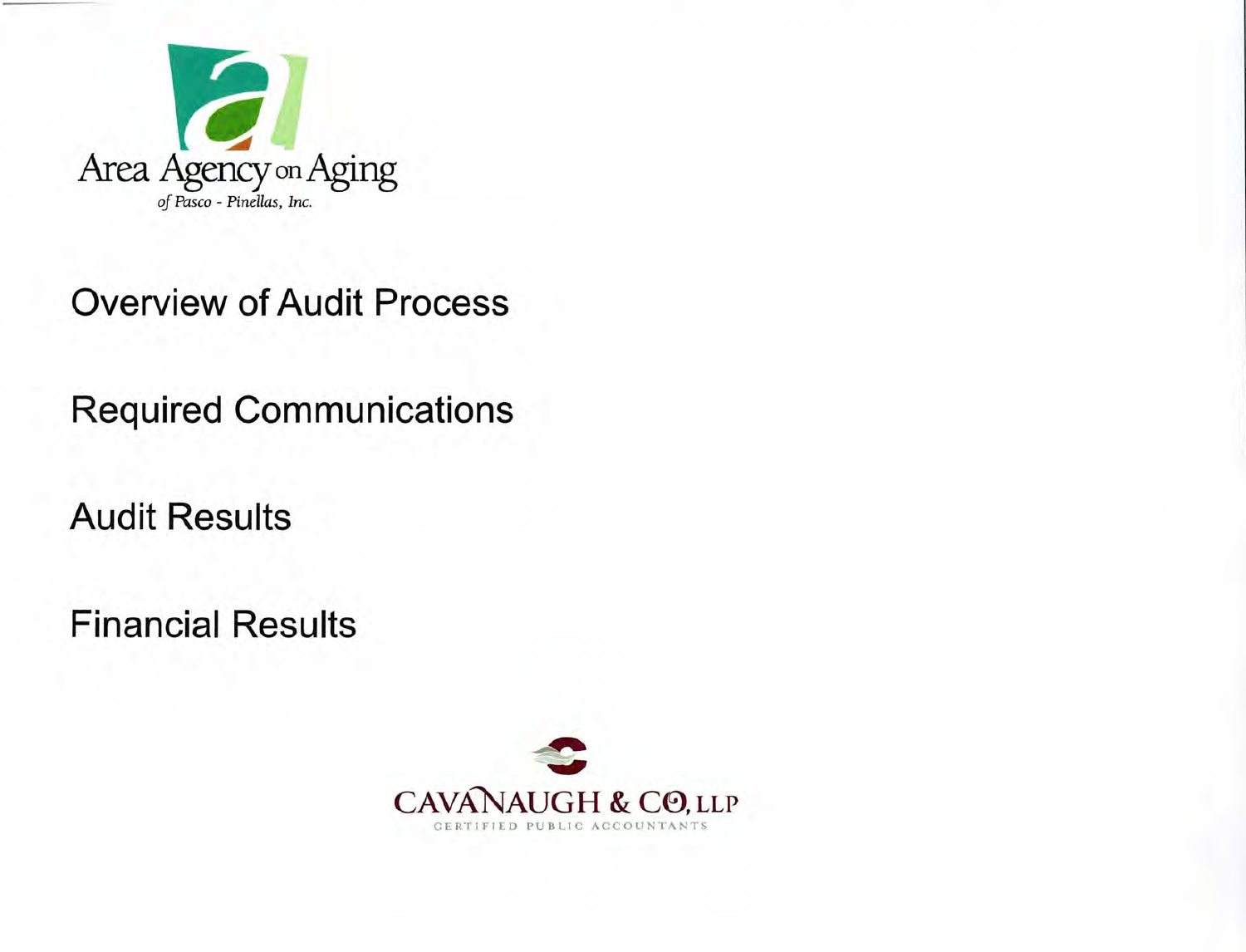Area Agency on Aging
*of Pasco - Pinellas, Inc.*

Overview of Audit Process

Required Communications

Audit Results

Financial Results

CAVANAUGH & CO, LLP
CERTIFIED PUBLIC ACCOUNTANTS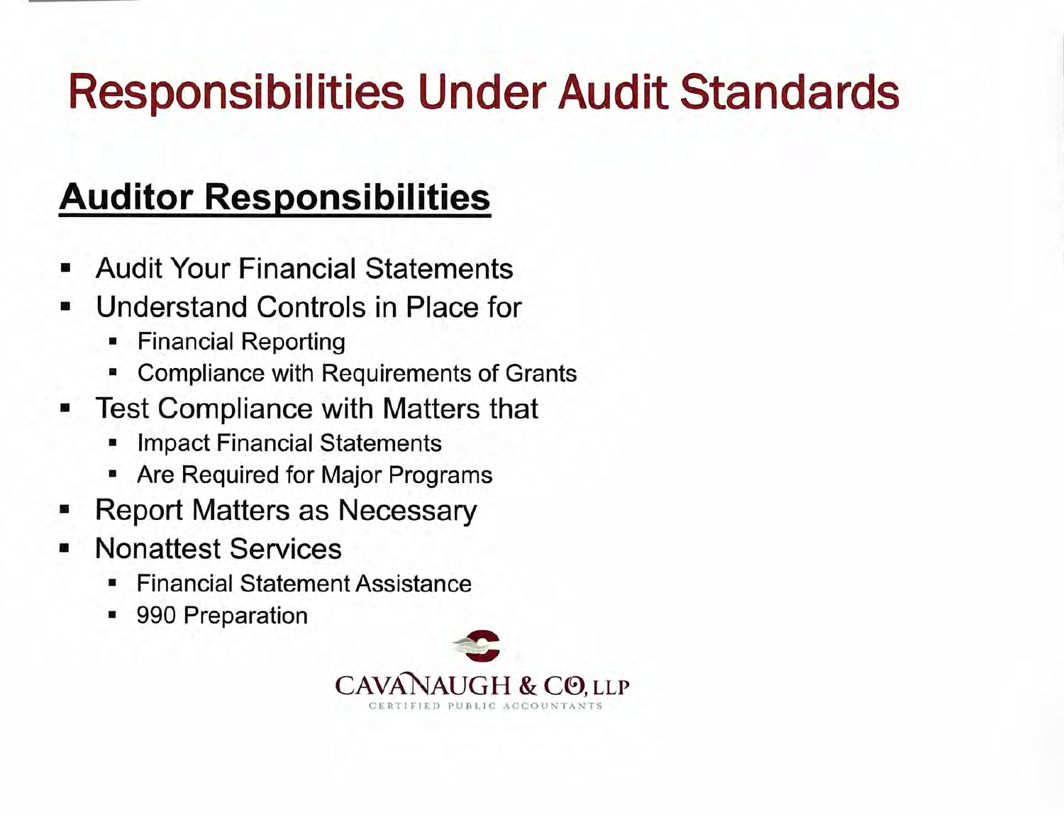# Responsibilities Under Audit Standards

## Auditor Responsibilities

- Audit Your Financial Statements
- Understand Controls in Place for
  - Financial Reporting
  - Compliance with Requirements of Grants
- Test Compliance with Matters that
  - Impact Financial Statements
  - Are Required for Major Programs
- Report Matters as Necessary
- Nonattest Services
  - Financial Statement Assistance
  - 990 Preparation

CAVANAUGH & CO, LLP
CERTIFIED PUBLIC ACCOUNTANTS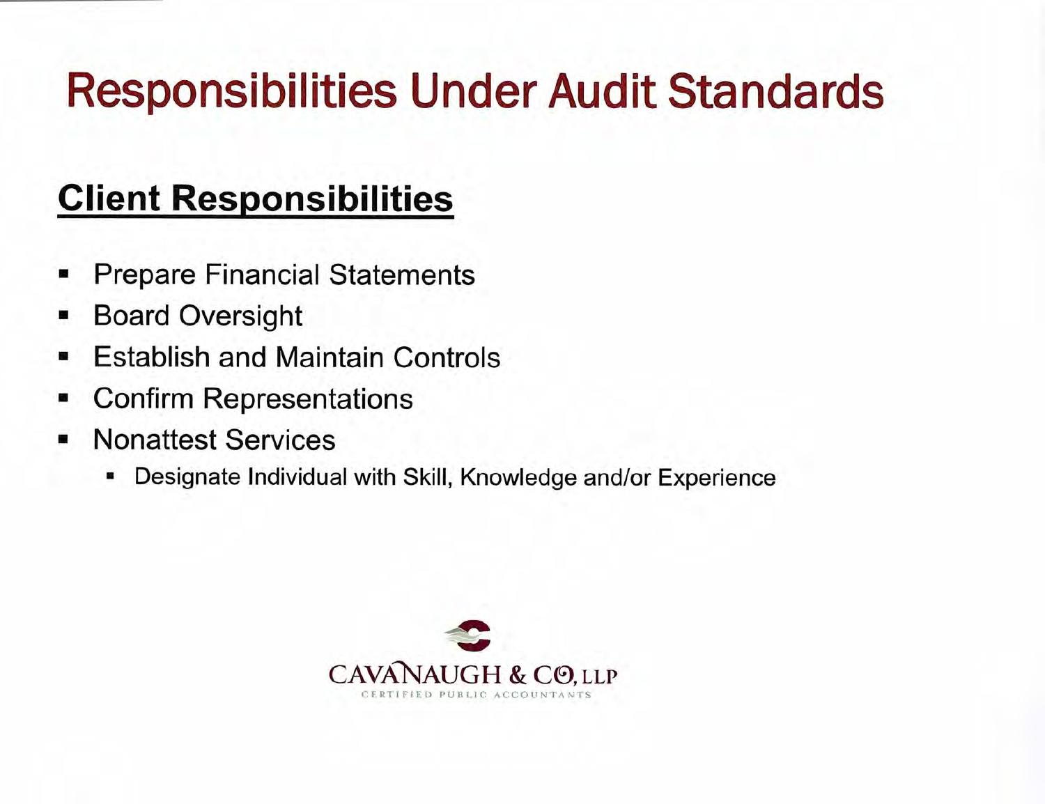# Responsibilities Under Audit Standards

## Client Responsibilities

- Prepare Financial Statements
- Board Oversight
- Establish and Maintain Controls
- Confirm Representations
- Nonattest Services
  - Designate Individual with Skill, Knowledge and/or Experience

CAVANAUGH & CO, LLP
CERTIFIED PUBLIC ACCOUNTANTS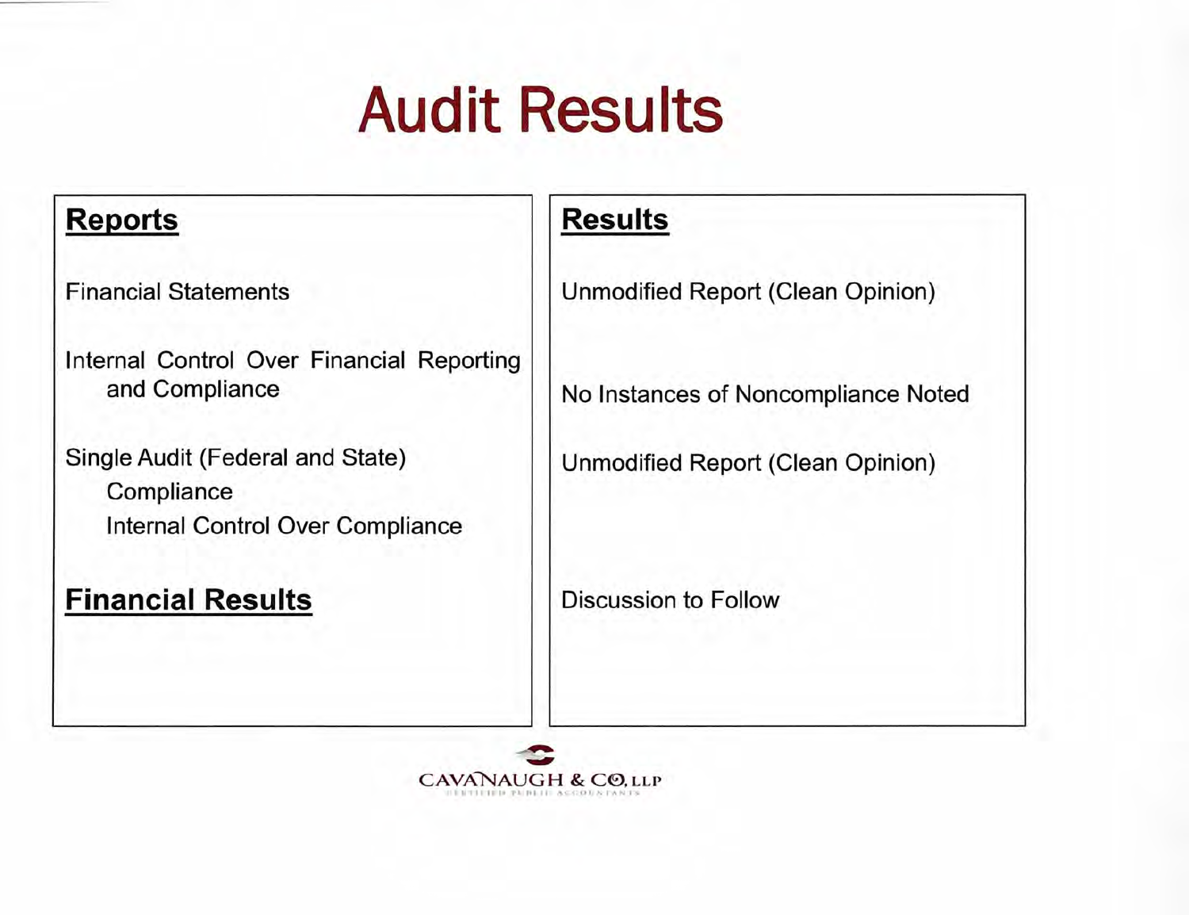# Audit Results

| Reports | Results |
|---|---|
| Financial Statements | Unmodified Report (Clean Opinion) |
| Internal Control Over Financial Reporting and Compliance | No Instances of Noncompliance Noted |
| Single Audit (Federal and State)<br>Compliance<br>Internal Control Over Compliance | Unmodified Report (Clean Opinion) |
| **Financial Results** | Discussion to Follow |

CAVANAUGH & CO, LLP
CERTIFIED PUBLIC ACCOUNTANTS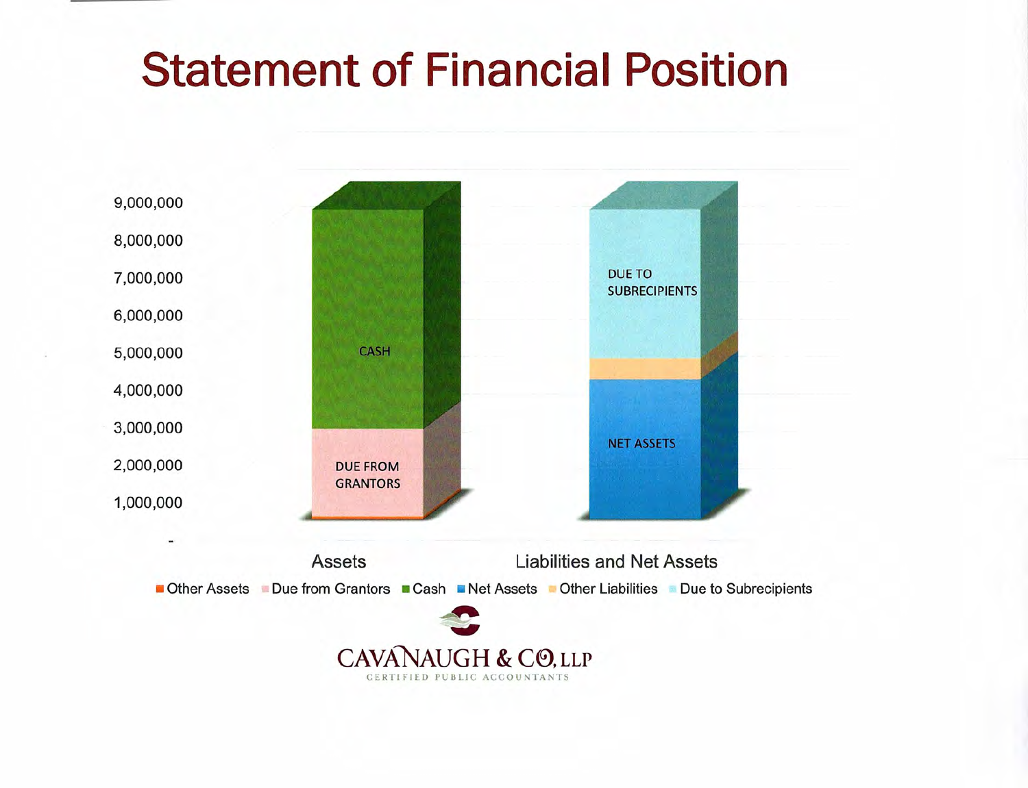# Statement of Financial Position

9,000,000
8,000,000
7,000,000
6,000,000
5,000,000
4,000,000
3,000,000
2,000,000
1,000,000
-

CASH

DUE FROM GRANTORS

DUE TO SUBRECIPIENTS

NET ASSETS

Assets

Liabilities and Net Assets

Other Assets   Due from Grantors   Cash   Net Assets   Other Liabilities   Due to Subrecipients

CAVANAUGH & CO, LLP
CERTIFIED PUBLIC ACCOUNTANTS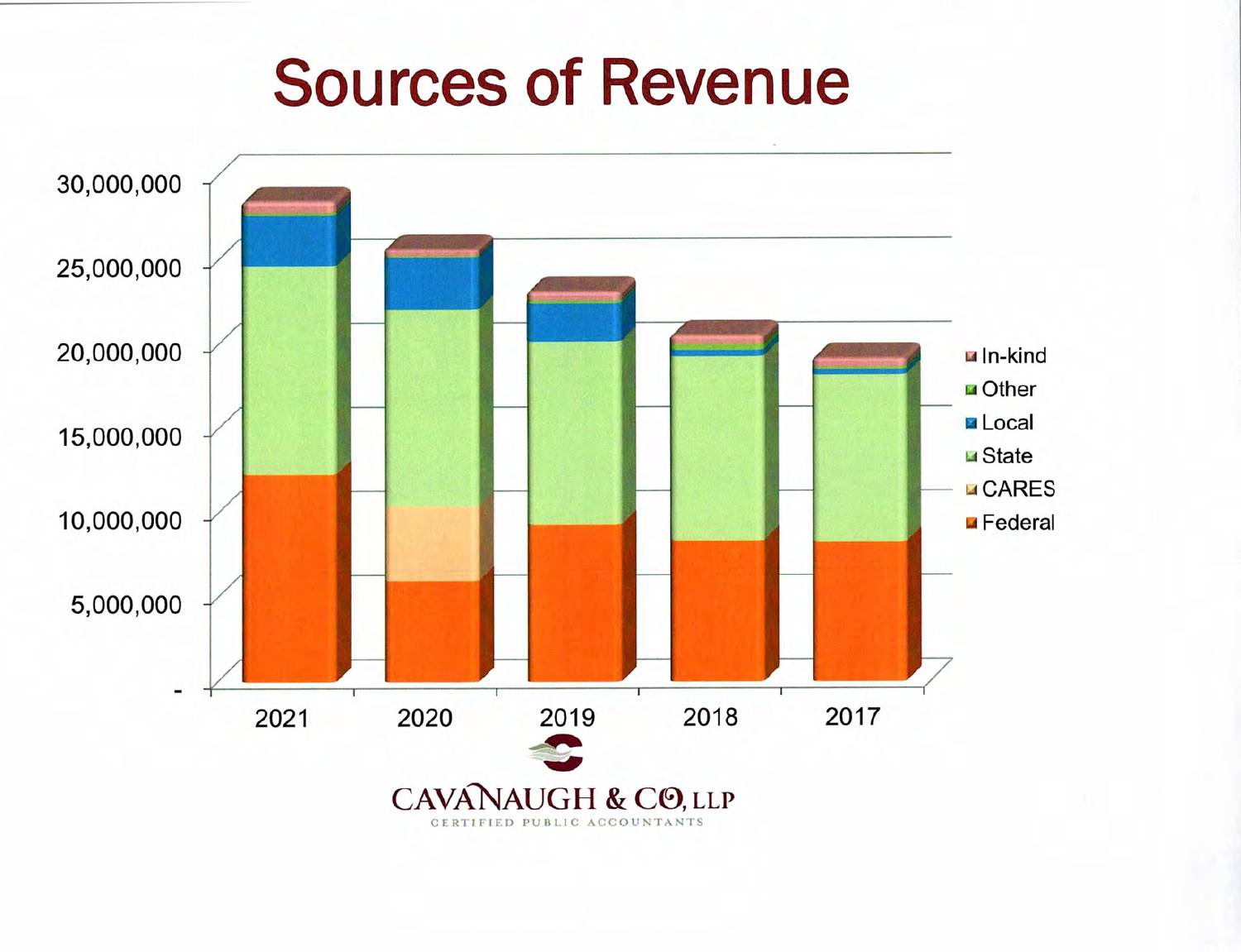# Sources of Revenue

30,000,000
25,000,000
20,000,000
15,000,000
10,000,000
5,000,000
-

2021 2020 2019 2018 2017

In-kind
Other
Local
State
CARES
Federal

CAVANAUGH & CO, LLP
CERTIFIED PUBLIC ACCOUNTANTS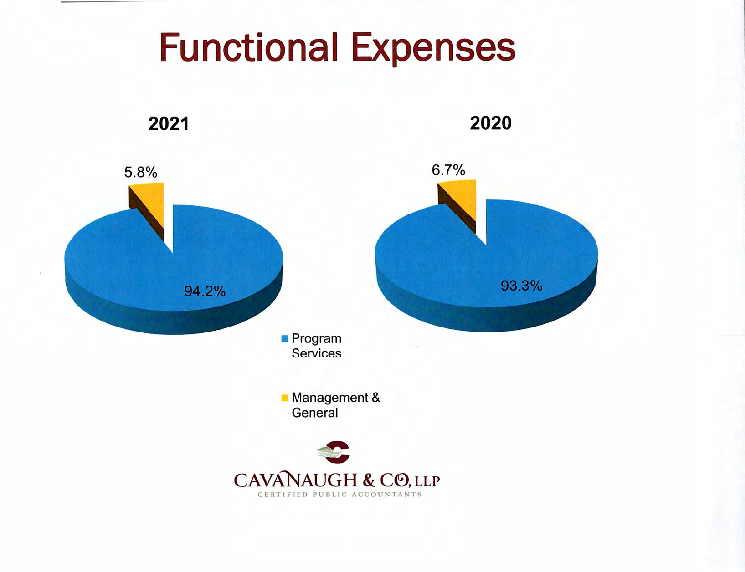# Functional Expenses

**2021**

- Program Services: 94.2%
- Management & General: 5.8%

**2020**

- Program Services: 93.3%
- Management & General: 6.7%

CAVANAUGH & CO, LLP
CERTIFIED PUBLIC ACCOUNTANTS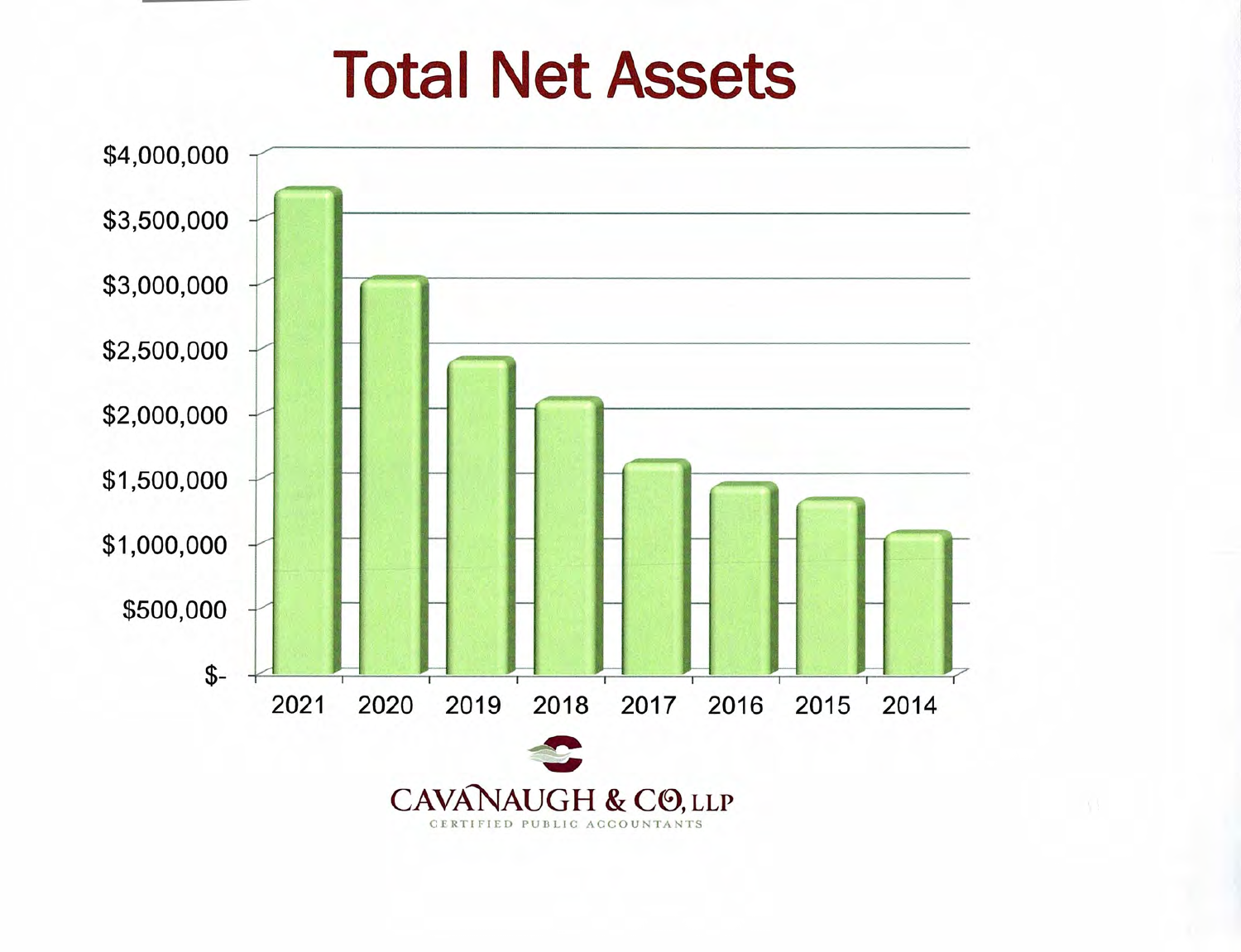# Total Net Assets

$4,000,000
$3,500,000
$3,000,000
$2,500,000
$2,000,000
$1,500,000
$1,000,000
$500,000
$-

2021 2020 2019 2018 2017 2016 2015 2014

CAVANAUGH & CO, LLP
CERTIFIED PUBLIC ACCOUNTANTS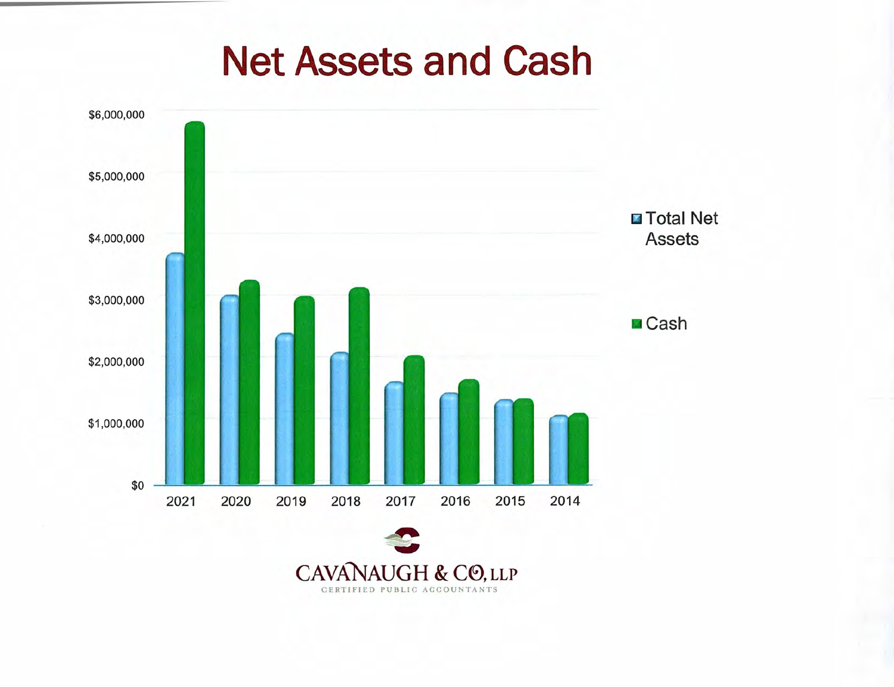# Net Assets and Cash

CAVANAUGH & CO, LLP

CERTIFIED PUBLIC ACCOUNTANTS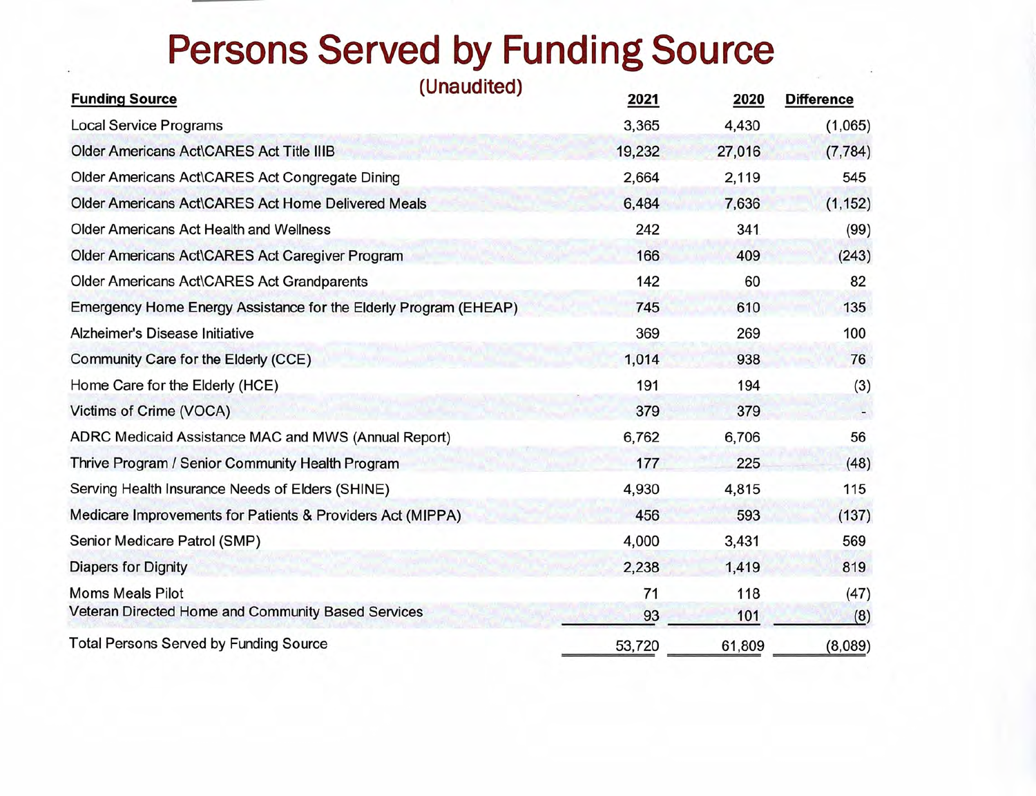# Persons Served by Funding Source

(Unaudited)

| Funding Source | 2021 | 2020 | Difference |
|---|---|---|---|
| Local Service Programs | 3,365 | 4,430 | (1,065) |
| Older Americans Act\CARES Act Title IIIB | 19,232 | 27,016 | (7,784) |
| Older Americans Act\CARES Act Congregate Dining | 2,664 | 2,119 | 545 |
| Older Americans Act\CARES Act Home Delivered Meals | 6,484 | 7,636 | (1,152) |
| Older Americans Act Health and Wellness | 242 | 341 | (99) |
| Older Americans Act\CARES Act Caregiver Program | 166 | 409 | (243) |
| Older Americans Act\CARES Act Grandparents | 142 | 60 | 82 |
| Emergency Home Energy Assistance for the Elderly Program (EHEAP) | 745 | 610 | 135 |
| Alzheimer's Disease Initiative | 369 | 269 | 100 |
| Community Care for the Elderly (CCE) | 1,014 | 938 | 76 |
| Home Care for the Elderly (HCE) | 191 | 194 | (3) |
| Victims of Crime (VOCA) | 379 | 379 | - |
| ADRC Medicaid Assistance MAC and MWS (Annual Report) | 6,762 | 6,706 | 56 |
| Thrive Program / Senior Community Health Program | 177 | 225 | (48) |
| Serving Health Insurance Needs of Elders (SHINE) | 4,930 | 4,815 | 115 |
| Medicare Improvements for Patients & Providers Act (MIPPA) | 456 | 593 | (137) |
| Senior Medicare Patrol (SMP) | 4,000 | 3,431 | 569 |
| Diapers for Dignity | 2,238 | 1,419 | 819 |
| Moms Meals Pilot | 71 | 118 | (47) |
| Veteran Directed Home and Community Based Services | 93 | 101 | (8) |
| Total Persons Served by Funding Source | 53,720 | 61,809 | (8,089) |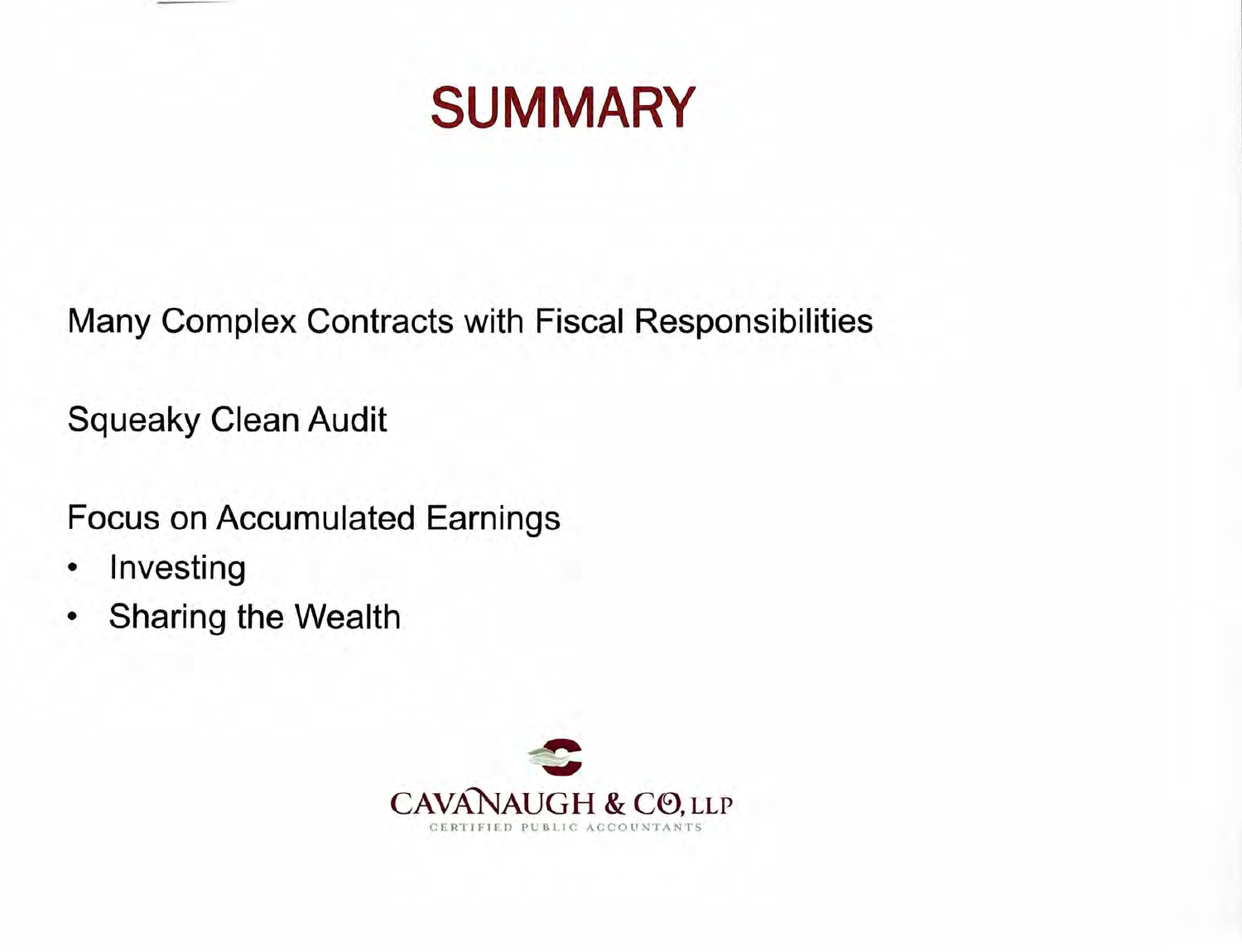# SUMMARY

Many Complex Contracts with Fiscal Responsibilities

Squeaky Clean Audit

Focus on Accumulated Earnings

- Investing
- Sharing the Wealth

CAVANAUGH & CO, LLP
CERTIFIED PUBLIC ACCOUNTANTS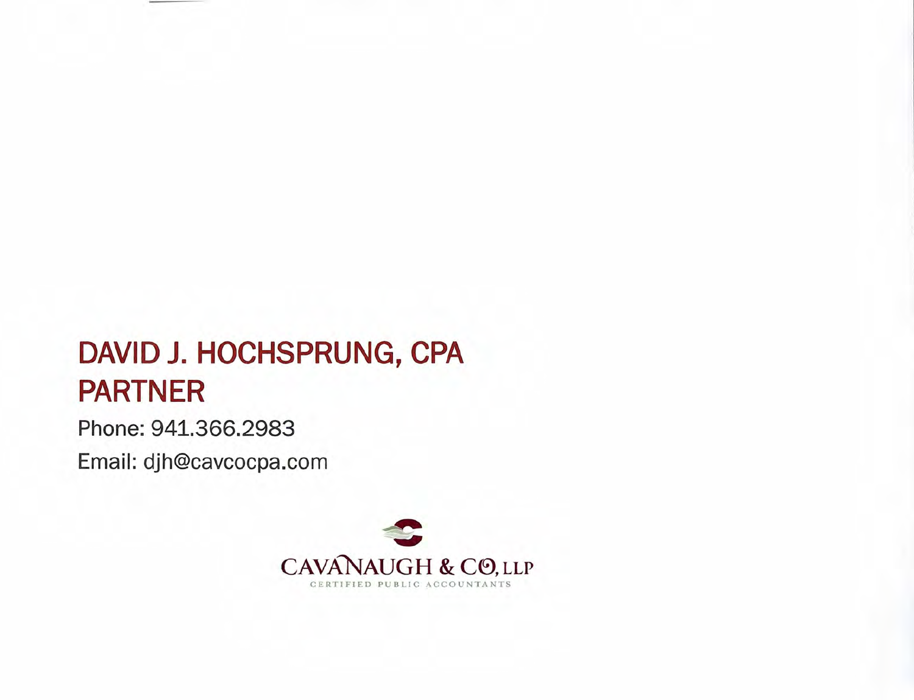## DAVID J. HOCHSPRUNG, CPA
## PARTNER

Phone: 941.366.2983

Email: djh@cavcocpa.com

CAVANAUGH & CO, LLP

CERTIFIED PUBLIC ACCOUNTANTS